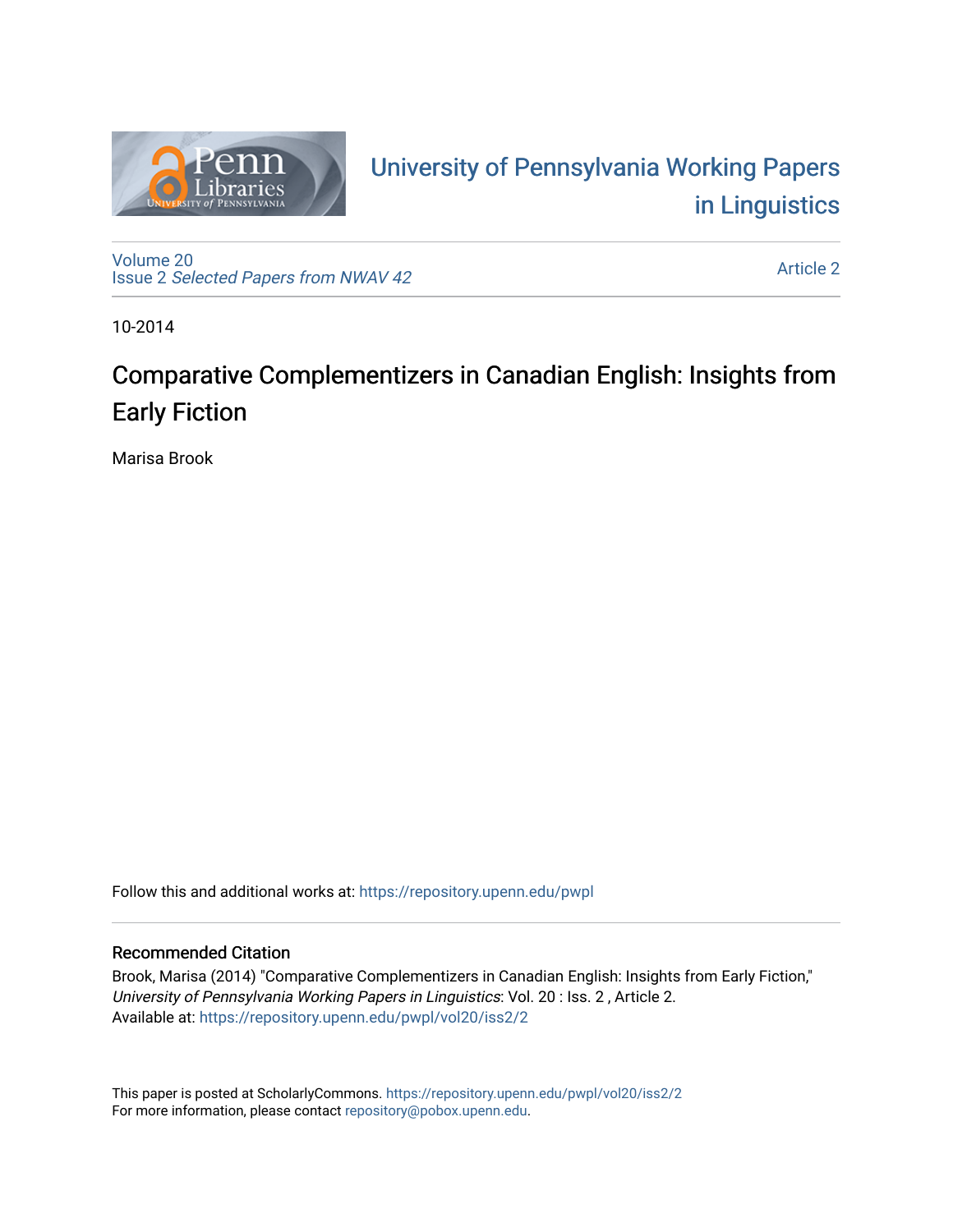University of Pennsylvania Working Papers in Linguistics

Volume 20
Issue 2 *Selected Papers from NWAV 42*

Article 2

10-2014

# Comparative Complementizers in Canadian English: Insights from Early Fiction

Marisa Brook

Follow this and additional works at: https://repository.upenn.edu/pwpl

## Recommended Citation

Brook, Marisa (2014) "Comparative Complementizers in Canadian English: Insights from Early Fiction," *University of Pennsylvania Working Papers in Linguistics*: Vol. 20 : Iss. 2 , Article 2.
Available at: https://repository.upenn.edu/pwpl/vol20/iss2/2

This paper is posted at ScholarlyCommons. https://repository.upenn.edu/pwpl/vol20/iss2/2
For more information, please contact repository@pobox.upenn.edu.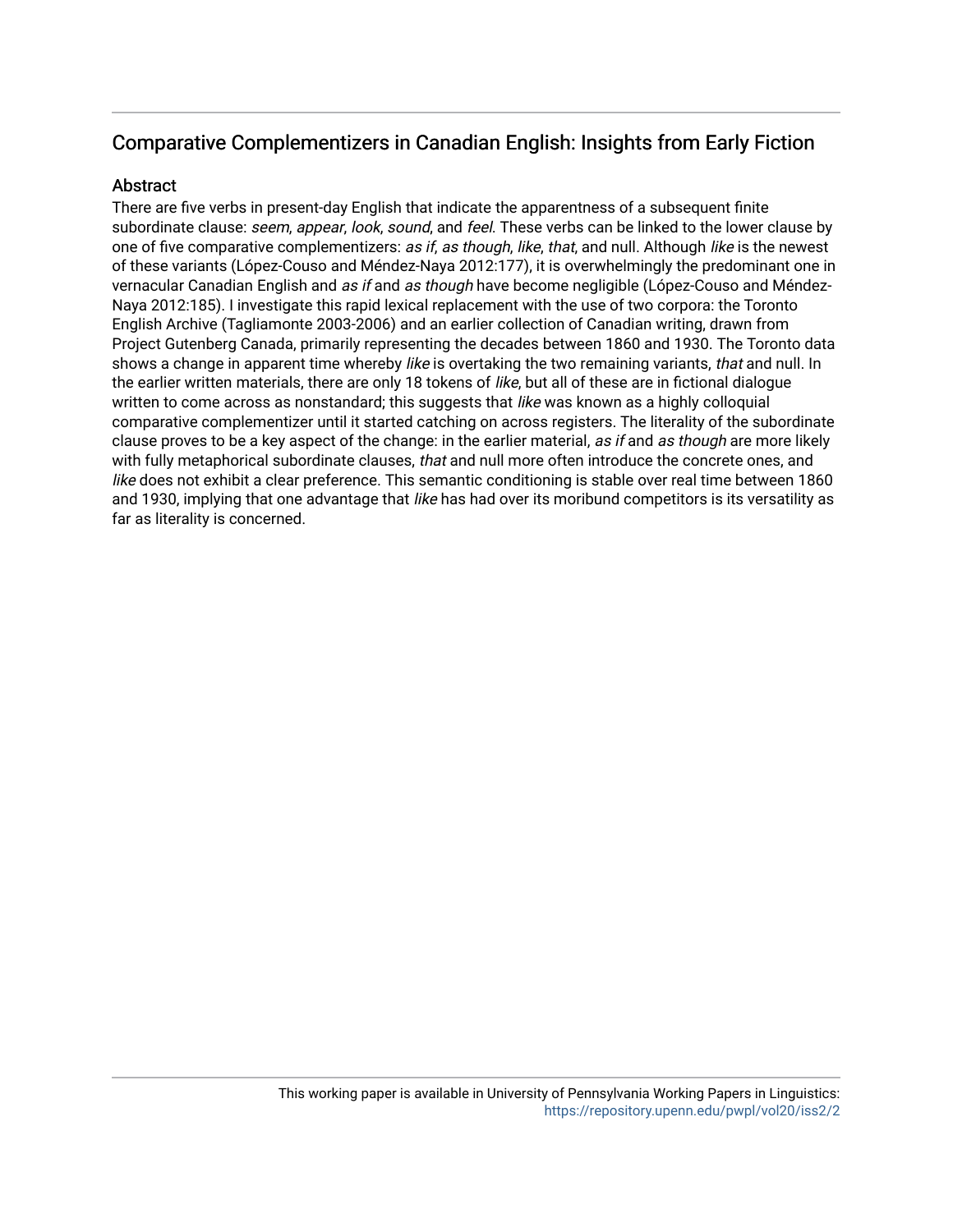## Comparative Complementizers in Canadian English: Insights from Early Fiction

### Abstract

There are five verbs in present-day English that indicate the apparentness of a subsequent finite subordinate clause: *seem*, *appear*, *look*, *sound*, and *feel*. These verbs can be linked to the lower clause by one of five comparative complementizers: *as if*, *as though*, *like*, *that*, and null. Although *like* is the newest of these variants (López-Couso and Méndez-Naya 2012:177), it is overwhelmingly the predominant one in vernacular Canadian English and *as if* and *as though* have become negligible (López-Couso and Méndez-Naya 2012:185). I investigate this rapid lexical replacement with the use of two corpora: the Toronto English Archive (Tagliamonte 2003-2006) and an earlier collection of Canadian writing, drawn from Project Gutenberg Canada, primarily representing the decades between 1860 and 1930. The Toronto data shows a change in apparent time whereby *like* is overtaking the two remaining variants, *that* and null. In the earlier written materials, there are only 18 tokens of *like*, but all of these are in fictional dialogue written to come across as nonstandard; this suggests that *like* was known as a highly colloquial comparative complementizer until it started catching on across registers. The literality of the subordinate clause proves to be a key aspect of the change: in the earlier material, *as if* and *as though* are more likely with fully metaphorical subordinate clauses, *that* and null more often introduce the concrete ones, and *like* does not exhibit a clear preference. This semantic conditioning is stable over real time between 1860 and 1930, implying that one advantage that *like* has had over its moribund competitors is its versatility as far as literality is concerned.

This working paper is available in University of Pennsylvania Working Papers in Linguistics: https://repository.upenn.edu/pwpl/vol20/iss2/2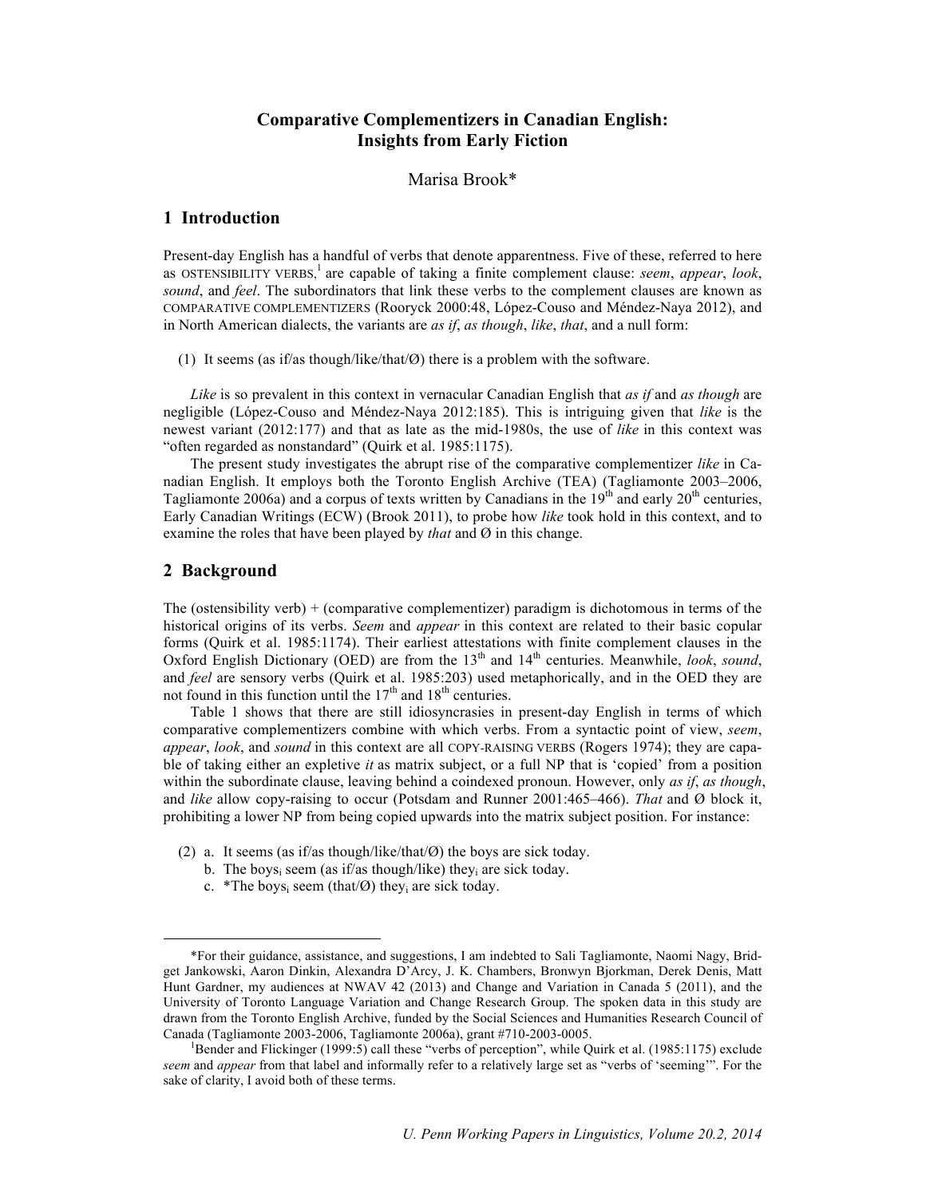# Comparative Complementizers in Canadian English: Insights from Early Fiction

Marisa Brook*

## 1 Introduction

Present-day English has a handful of verbs that denote apparentness. Five of these, referred to here as OSTENSIBILITY VERBS,[1] are capable of taking a finite complement clause: *seem*, *appear*, *look*, *sound*, and *feel*. The subordinators that link these verbs to the complement clauses are known as COMPARATIVE COMPLEMENTIZERS (Rooryck 2000:48, López-Couso and Méndez-Naya 2012), and in North American dialects, the variants are *as if*, *as though*, *like*, *that*, and a null form:

(1) It seems (as if/as though/like/that/Ø) there is a problem with the software.

*Like* is so prevalent in this context in vernacular Canadian English that *as if* and *as though* are negligible (López-Couso and Méndez-Naya 2012:185). This is intriguing given that *like* is the newest variant (2012:177) and that as late as the mid-1980s, the use of *like* in this context was "often regarded as nonstandard" (Quirk et al. 1985:1175).

The present study investigates the abrupt rise of the comparative complementizer *like* in Canadian English. It employs both the Toronto English Archive (TEA) (Tagliamonte 2003–2006, Tagliamonte 2006a) and a corpus of texts written by Canadians in the 19th and early 20th centuries, Early Canadian Writings (ECW) (Brook 2011), to probe how *like* took hold in this context, and to examine the roles that have been played by *that* and Ø in this change.

## 2 Background

The (ostensibility verb) + (comparative complementizer) paradigm is dichotomous in terms of the historical origins of its verbs. *Seem* and *appear* in this context are related to their basic copular forms (Quirk et al. 1985:1174). Their earliest attestations with finite complement clauses in the Oxford English Dictionary (OED) are from the 13th and 14th centuries. Meanwhile, *look*, *sound*, and *feel* are sensory verbs (Quirk et al. 1985:203) used metaphorically, and in the OED they are not found in this function until the 17th and 18th centuries.

Table 1 shows that there are still idiosyncrasies in present-day English in terms of which comparative complementizers combine with which verbs. From a syntactic point of view, *seem*, *appear*, *look*, and *sound* in this context are all COPY-RAISING VERBS (Rogers 1974); they are capable of taking either an expletive *it* as matrix subject, or a full NP that is 'copied' from a position within the subordinate clause, leaving behind a coindexed pronoun. However, only *as if*, *as though*, and *like* allow copy-raising to occur (Potsdam and Runner 2001:465–466). *That* and Ø block it, prohibiting a lower NP from being copied upwards into the matrix subject position. For instance:

(2) a. It seems (as if/as though/like/that/Ø) the boys are sick today.
    b. The boys$_i$ seem (as if/as though/like) they$_i$ are sick today.
    c. *The boys$_i$ seem (that/Ø) they$_i$ are sick today.

---

*For their guidance, assistance, and suggestions, I am indebted to Sali Tagliamonte, Naomi Nagy, Bridget Jankowski, Aaron Dinkin, Alexandra D'Arcy, J. K. Chambers, Bronwyn Bjorkman, Derek Denis, Matt Hunt Gardner, my audiences at NWAV 42 (2013) and Change and Variation in Canada 5 (2011), and the University of Toronto Language Variation and Change Research Group. The spoken data in this study are drawn from the Toronto English Archive, funded by the Social Sciences and Humanities Research Council of Canada (Tagliamonte 2003-2006, Tagliamonte 2006a), grant #710-2003-0005.

[1]Bender and Flickinger (1999:5) call these "verbs of perception", while Quirk et al. (1985:1175) exclude *seem* and *appear* from that label and informally refer to a relatively large set as "verbs of 'seeming'". For the sake of clarity, I avoid both of these terms.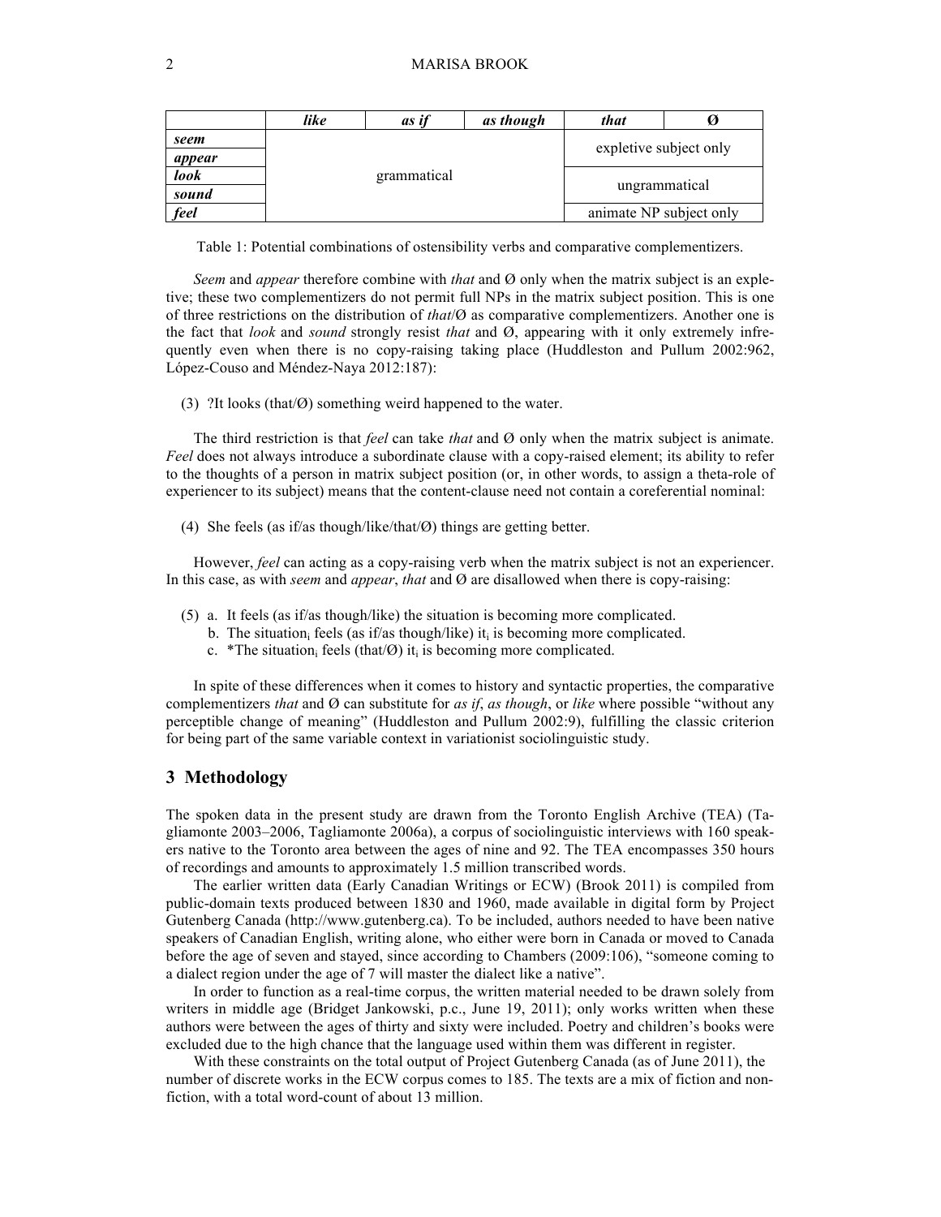|  | ***like*** | ***as if*** | ***as though*** | ***that*** | ***Ø*** |
|---|---|---|---|---|---|
| ***seem*** | grammatical | | | expletive subject only | |
| ***appear*** | | | | | |
| ***look*** | | | | ungrammatical | |
| ***sound*** | | | | | |
| ***feel*** | | | | animate NP subject only | |

Table 1: Potential combinations of ostensibility verbs and comparative complementizers.

*Seem* and *appear* therefore combine with *that* and Ø only when the matrix subject is an expletive; these two complementizers do not permit full NPs in the matrix subject position. This is one of three restrictions on the distribution of *that*/Ø as comparative complementizers. Another one is the fact that *look* and *sound* strongly resist *that* and Ø, appearing with it only extremely infrequently even when there is no copy-raising taking place (Huddleston and Pullum 2002:962, López-Couso and Méndez-Naya 2012:187):

(3) ?It looks (that/Ø) something weird happened to the water.

The third restriction is that *feel* can take *that* and Ø only when the matrix subject is animate. *Feel* does not always introduce a subordinate clause with a copy-raised element; its ability to refer to the thoughts of a person in matrix subject position (or, in other words, to assign a theta-role of experiencer to its subject) means that the content-clause need not contain a coreferential nominal:

(4) She feels (as if/as though/like/that/Ø) things are getting better.

However, *feel* can acting as a copy-raising verb when the matrix subject is not an experiencer. In this case, as with *seem* and *appear*, *that* and Ø are disallowed when there is copy-raising:

(5) a. It feels (as if/as though/like) the situation is becoming more complicated.
   b. The situation$_i$ feels (as if/as though/like) it$_i$ is becoming more complicated.
   c. *The situation$_i$ feels (that/Ø) it$_i$ is becoming more complicated.

In spite of these differences when it comes to history and syntactic properties, the comparative complementizers *that* and Ø can substitute for *as if*, *as though*, or *like* where possible "without any perceptible change of meaning" (Huddleston and Pullum 2002:9), fulfilling the classic criterion for being part of the same variable context in variationist sociolinguistic study.

## 3 Methodology

The spoken data in the present study are drawn from the Toronto English Archive (TEA) (Tagliamonte 2003–2006, Tagliamonte 2006a), a corpus of sociolinguistic interviews with 160 speakers native to the Toronto area between the ages of nine and 92. The TEA encompasses 350 hours of recordings and amounts to approximately 1.5 million transcribed words.

The earlier written data (Early Canadian Writings or ECW) (Brook 2011) is compiled from public-domain texts produced between 1830 and 1960, made available in digital form by Project Gutenberg Canada (http://www.gutenberg.ca). To be included, authors needed to have been native speakers of Canadian English, writing alone, who either were born in Canada or moved to Canada before the age of seven and stayed, since according to Chambers (2009:106), "someone coming to a dialect region under the age of 7 will master the dialect like a native".

In order to function as a real-time corpus, the written material needed to be drawn solely from writers in middle age (Bridget Jankowski, p.c., June 19, 2011); only works written when these authors were between the ages of thirty and sixty were included. Poetry and children's books were excluded due to the high chance that the language used within them was different in register.

With these constraints on the total output of Project Gutenberg Canada (as of June 2011), the number of discrete works in the ECW corpus comes to 185. The texts are a mix of fiction and non-fiction, with a total word-count of about 13 million.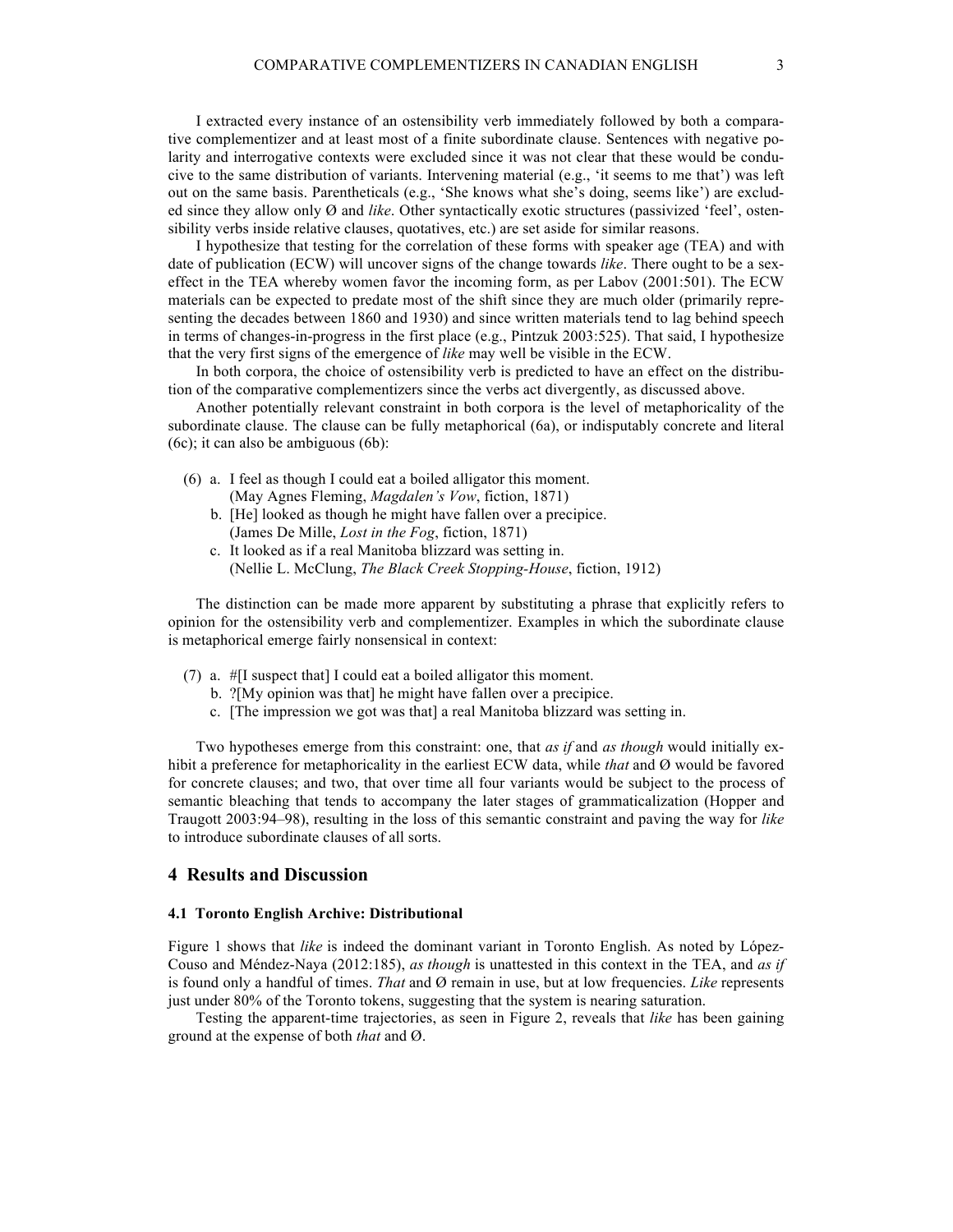I extracted every instance of an ostensibility verb immediately followed by both a comparative complementizer and at least most of a finite subordinate clause. Sentences with negative polarity and interrogative contexts were excluded since it was not clear that these would be conducive to the same distribution of variants. Intervening material (e.g., 'it seems to me that') was left out on the same basis. Parentheticals (e.g., 'She knows what she's doing, seems like') are excluded since they allow only Ø and *like*. Other syntactically exotic structures (passivized 'feel', ostensibility verbs inside relative clauses, quotatives, etc.) are set aside for similar reasons.

I hypothesize that testing for the correlation of these forms with speaker age (TEA) and with date of publication (ECW) will uncover signs of the change towards *like*. There ought to be a sex-effect in the TEA whereby women favor the incoming form, as per Labov (2001:501). The ECW materials can be expected to predate most of the shift since they are much older (primarily representing the decades between 1860 and 1930) and since written materials tend to lag behind speech in terms of changes-in-progress in the first place (e.g., Pintzuk 2003:525). That said, I hypothesize that the very first signs of the emergence of *like* may well be visible in the ECW.

In both corpora, the choice of ostensibility verb is predicted to have an effect on the distribution of the comparative complementizers since the verbs act divergently, as discussed above.

Another potentially relevant constraint in both corpora is the level of metaphoricality of the subordinate clause. The clause can be fully metaphorical (6a), or indisputably concrete and literal (6c); it can also be ambiguous (6b):

(6) a. I feel as though I could eat a boiled alligator this moment.
   (May Agnes Fleming, *Magdalen's Vow*, fiction, 1871)
  b. [He] looked as though he might have fallen over a precipice.
   (James De Mille, *Lost in the Fog*, fiction, 1871)
  c. It looked as if a real Manitoba blizzard was setting in.
   (Nellie L. McClung, *The Black Creek Stopping-House*, fiction, 1912)

The distinction can be made more apparent by substituting a phrase that explicitly refers to opinion for the ostensibility verb and complementizer. Examples in which the subordinate clause is metaphorical emerge fairly nonsensical in context:

(7) a. #[I suspect that] I could eat a boiled alligator this moment.
  b. ?[My opinion was that] he might have fallen over a precipice.
  c. [The impression we got was that] a real Manitoba blizzard was setting in.

Two hypotheses emerge from this constraint: one, that *as if* and *as though* would initially exhibit a preference for metaphoricality in the earliest ECW data, while *that* and Ø would be favored for concrete clauses; and two, that over time all four variants would be subject to the process of semantic bleaching that tends to accompany the later stages of grammaticalization (Hopper and Traugott 2003:94–98), resulting in the loss of this semantic constraint and paving the way for *like* to introduce subordinate clauses of all sorts.

## 4 Results and Discussion

### 4.1 Toronto English Archive: Distributional

Figure 1 shows that *like* is indeed the dominant variant in Toronto English. As noted by López-Couso and Méndez-Naya (2012:185), *as though* is unattested in this context in the TEA, and *as if* is found only a handful of times. *That* and Ø remain in use, but at low frequencies. *Like* represents just under 80% of the Toronto tokens, suggesting that the system is nearing saturation.

Testing the apparent-time trajectories, as seen in Figure 2, reveals that *like* has been gaining ground at the expense of both *that* and Ø.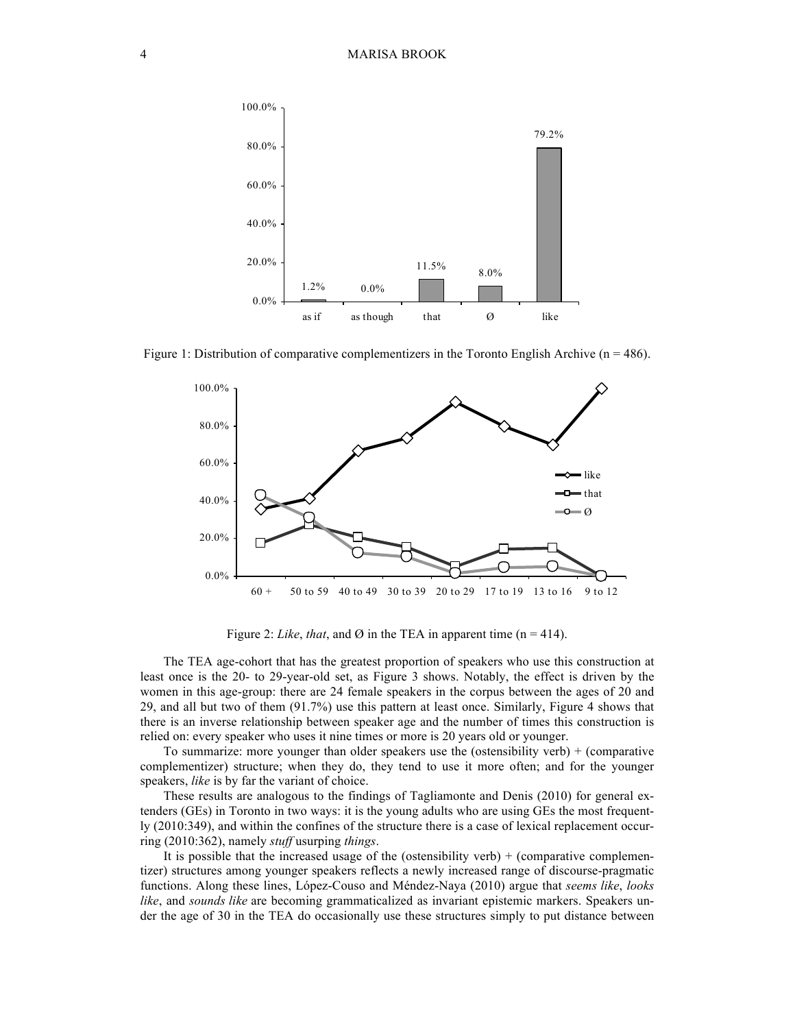Figure 1: Distribution of comparative complementizers in the Toronto English Archive (n = 486).

Figure 2: *Like*, *that*, and Ø in the TEA in apparent time (n = 414).

The TEA age-cohort that has the greatest proportion of speakers who use this construction at least once is the 20- to 29-year-old set, as Figure 3 shows. Notably, the effect is driven by the women in this age-group: there are 24 female speakers in the corpus between the ages of 20 and 29, and all but two of them (91.7%) use this pattern at least once. Similarly, Figure 4 shows that there is an inverse relationship between speaker age and the number of times this construction is relied on: every speaker who uses it nine times or more is 20 years old or younger.

To summarize: more younger than older speakers use the (ostensibility verb) + (comparative complementizer) structure; when they do, they tend to use it more often; and for the younger speakers, *like* is by far the variant of choice.

These results are analogous to the findings of Tagliamonte and Denis (2010) for general extenders (GEs) in Toronto in two ways: it is the young adults who are using GEs the most frequently (2010:349), and within the confines of the structure there is a case of lexical replacement occurring (2010:362), namely *stuff* usurping *things*.

It is possible that the increased usage of the (ostensibility verb) + (comparative complementizer) structures among younger speakers reflects a newly increased range of discourse-pragmatic functions. Along these lines, López-Couso and Méndez-Naya (2010) argue that *seems like*, *looks like*, and *sounds like* are becoming grammaticalized as invariant epistemic markers. Speakers under the age of 30 in the TEA do occasionally use these structures simply to put distance between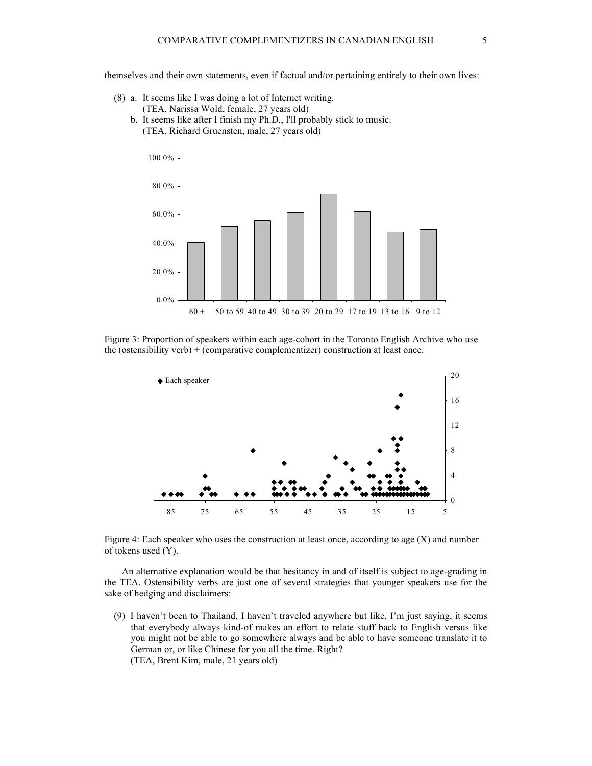themselves and their own statements, even if factual and/or pertaining entirely to their own lives:

(8) a. It seems like I was doing a lot of Internet writing.
(TEA, Narissa Wold, female, 27 years old)

b. It seems like after I finish my Ph.D., I'll probably stick to music.
(TEA, Richard Gruensten, male, 27 years old)

Figure 3: Proportion of speakers within each age-cohort in the Toronto English Archive who use the (ostensibility verb) + (comparative complementizer) construction at least once.

Figure 4: Each speaker who uses the construction at least once, according to age (X) and number of tokens used (Y).

An alternative explanation would be that hesitancy in and of itself is subject to age-grading in the TEA. Ostensibility verbs are just one of several strategies that younger speakers use for the sake of hedging and disclaimers:

(9) I haven't been to Thailand, I haven't traveled anywhere but like, I'm just saying, it seems that everybody always kind-of makes an effort to relate stuff back to English versus like you might not be able to go somewhere always and be able to have someone translate it to German or, or like Chinese for you all the time. Right?
(TEA, Brent Kim, male, 21 years old)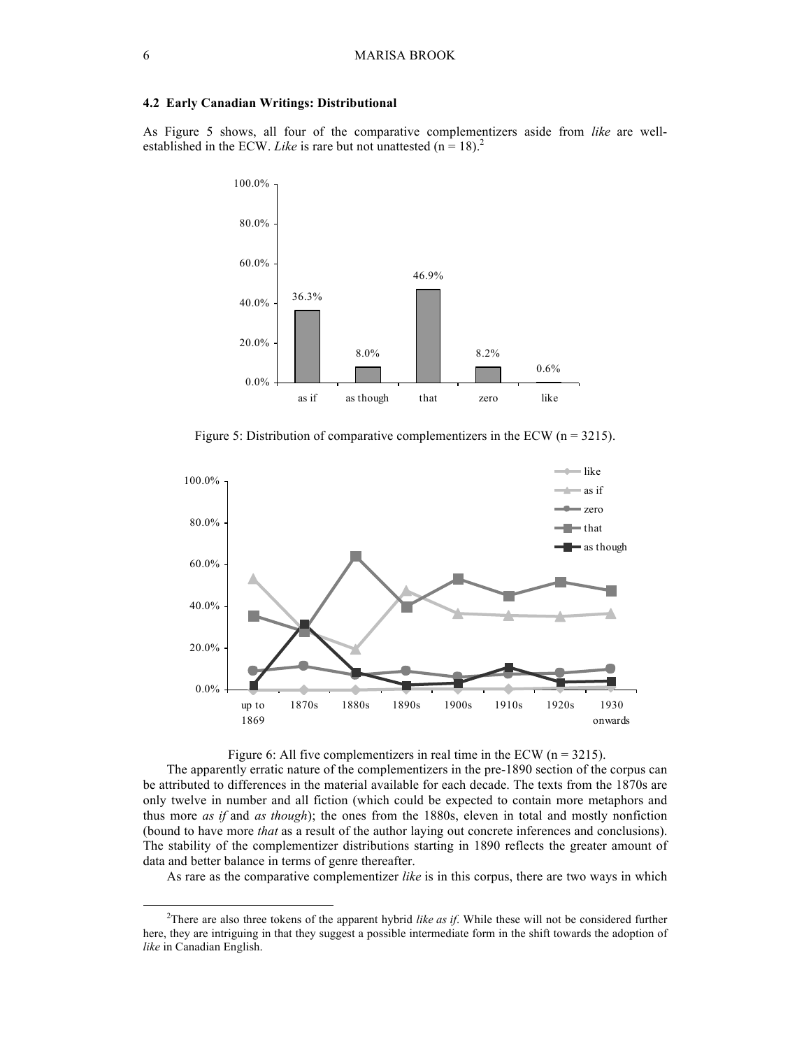### 4.2 Early Canadian Writings: Distributional

As Figure 5 shows, all four of the comparative complementizers aside from *like* are well-established in the ECW. *Like* is rare but not unattested (n = 18).[2]

Figure 5: Distribution of comparative complementizers in the ECW (n = 3215).

Figure 6: All five complementizers in real time in the ECW (n = 3215).

The apparently erratic nature of the complementizers in the pre-1890 section of the corpus can be attributed to differences in the material available for each decade. The texts from the 1870s are only twelve in number and all fiction (which could be expected to contain more metaphors and thus more *as if* and *as though*); the ones from the 1880s, eleven in total and mostly nonfiction (bound to have more *that* as a result of the author laying out concrete inferences and conclusions). The stability of the complementizer distributions starting in 1890 reflects the greater amount of data and better balance in terms of genre thereafter.

As rare as the comparative complementizer *like* is in this corpus, there are two ways in which

---

[2]There are also three tokens of the apparent hybrid *like as if*. While these will not be considered further here, they are intriguing in that they suggest a possible intermediate form in the shift towards the adoption of *like* in Canadian English.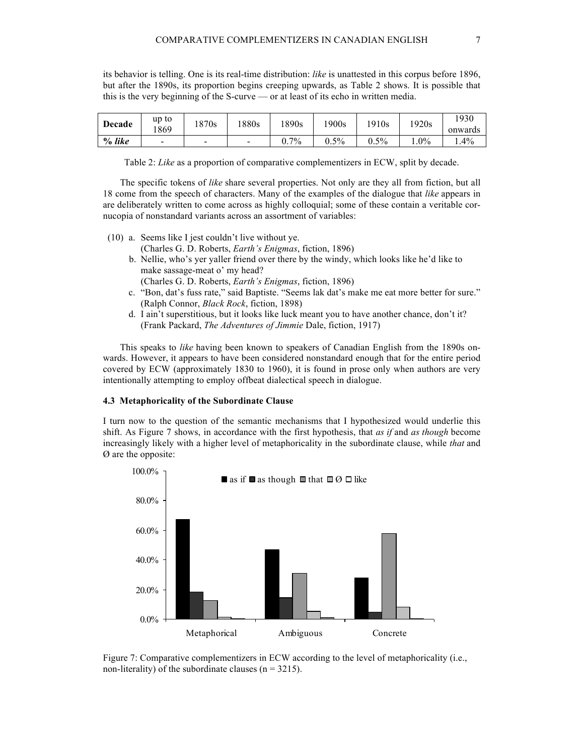its behavior is telling. One is its real-time distribution: *like* is unattested in this corpus before 1896, but after the 1890s, its proportion begins creeping upwards, as Table 2 shows. It is possible that this is the very beginning of the S-curve — or at least of its echo in written media.

| **Decade** | up to 1869 | 1870s | 1880s | 1890s | 1900s | 1910s | 1920s | 1930 onwards |
|---|---|---|---|---|---|---|---|---|
| **% *like*** | - | - | - | 0.7% | 0.5% | 0.5% | 1.0% | 1.4% |

Table 2: *Like* as a proportion of comparative complementizers in ECW, split by decade.

The specific tokens of *like* share several properties. Not only are they all from fiction, but all 18 come from the speech of characters. Many of the examples of the dialogue that *like* appears in are deliberately written to come across as highly colloquial; some of these contain a veritable cornucopia of nonstandard variants across an assortment of variables:

(10) a. Seems like I jest couldn't live without ye.
(Charles G. D. Roberts, *Earth's Enigmas*, fiction, 1896)

b. Nellie, who's yer yaller friend over there by the windy, which looks like he'd like to make sassage-meat o' my head?
(Charles G. D. Roberts, *Earth's Enigmas*, fiction, 1896)

c. "Bon, dat's fuss rate," said Baptiste. "Seems lak dat's make me eat more better for sure."
(Ralph Connor, *Black Rock*, fiction, 1898)

d. I ain't superstitious, but it looks like luck meant you to have another chance, don't it?
(Frank Packard, *The Adventures of Jimmie* Dale, fiction, 1917)

This speaks to *like* having been known to speakers of Canadian English from the 1890s onwards. However, it appears to have been considered nonstandard enough that for the entire period covered by ECW (approximately 1830 to 1960), it is found in prose only when authors are very intentionally attempting to employ offbeat dialectical speech in dialogue.

### 4.3 Metaphoricality of the Subordinate Clause

I turn now to the question of the semantic mechanisms that I hypothesized would underlie this shift. As Figure 7 shows, in accordance with the first hypothesis, that *as if* and *as though* become increasingly likely with a higher level of metaphoricality in the subordinate clause, while *that* and Ø are the opposite:

Figure 7: Comparative complementizers in ECW according to the level of metaphoricality (i.e., non-literality) of the subordinate clauses (n = 3215).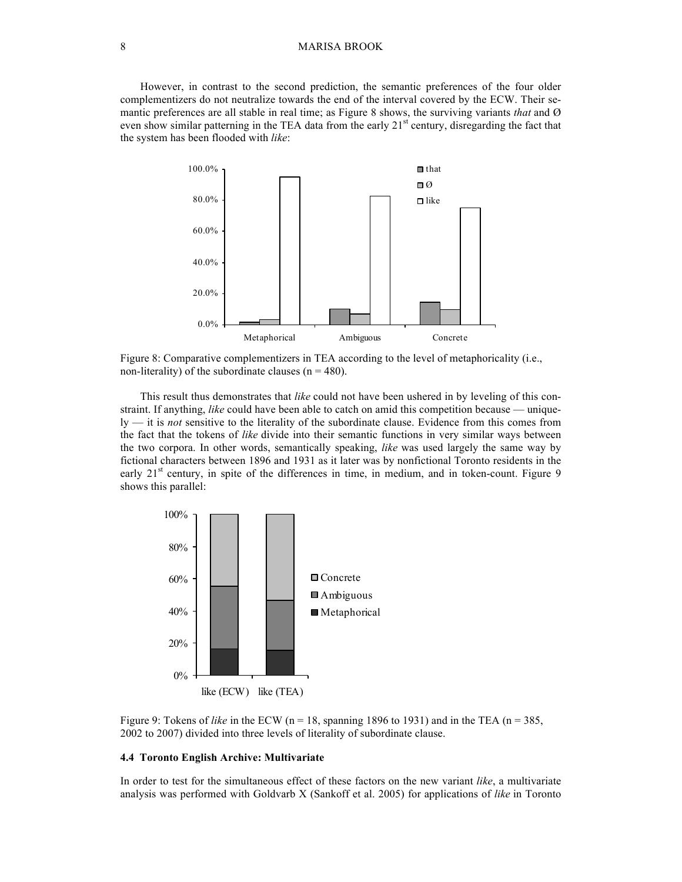However, in contrast to the second prediction, the semantic preferences of the four older complementizers do not neutralize towards the end of the interval covered by the ECW. Their semantic preferences are all stable in real time; as Figure 8 shows, the surviving variants *that* and Ø even show similar patterning in the TEA data from the early 21st century, disregarding the fact that the system has been flooded with *like*:

Figure 8: Comparative complementizers in TEA according to the level of metaphoricality (i.e., non-literality) of the subordinate clauses (n = 480).

This result thus demonstrates that *like* could not have been ushered in by leveling of this constraint. If anything, *like* could have been able to catch on amid this competition because — uniquely — it is *not* sensitive to the literality of the subordinate clause. Evidence from this comes from the fact that the tokens of *like* divide into their semantic functions in very similar ways between the two corpora. In other words, semantically speaking, *like* was used largely the same way by fictional characters between 1896 and 1931 as it later was by nonfictional Toronto residents in the early 21st century, in spite of the differences in time, in medium, and in token-count. Figure 9 shows this parallel:

Figure 9: Tokens of *like* in the ECW (n = 18, spanning 1896 to 1931) and in the TEA (n = 385, 2002 to 2007) divided into three levels of literality of subordinate clause.

#### 4.4 Toronto English Archive: Multivariate

In order to test for the simultaneous effect of these factors on the new variant *like*, a multivariate analysis was performed with Goldvarb X (Sankoff et al. 2005) for applications of *like* in Toronto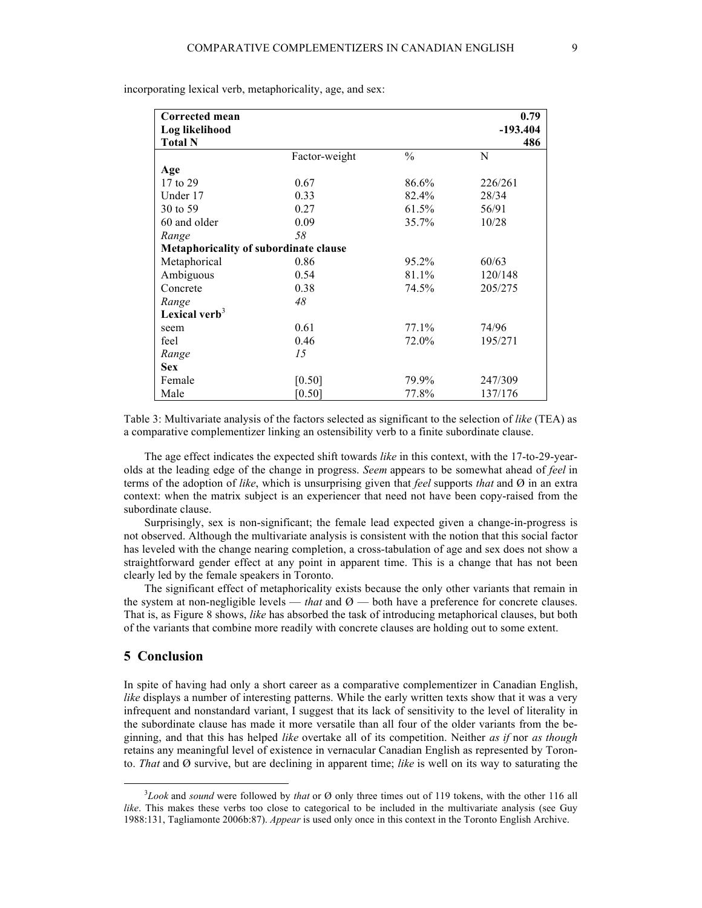incorporating lexical verb, metaphoricality, age, and sex:

| **Corrected mean** | | | **0.79** |
|---|---|---|---|
| **Log likelihood** | | | **-193.404** |
| **Total N** | | | **486** |
| | Factor-weight | % | N |
| **Age** | | | |
| 17 to 29 | 0.67 | 86.6% | 226/261 |
| Under 17 | 0.33 | 82.4% | 28/34 |
| 30 to 59 | 0.27 | 61.5% | 56/91 |
| 60 and older | 0.09 | 35.7% | 10/28 |
| *Range* | *58* | | |
| **Metaphoricality of subordinate clause** | | | |
| Metaphorical | 0.86 | 95.2% | 60/63 |
| Ambiguous | 0.54 | 81.1% | 120/148 |
| Concrete | 0.38 | 74.5% | 205/275 |
| *Range* | *48* | | |
| **Lexical verb**[3] | | | |
| seem | 0.61 | 77.1% | 74/96 |
| feel | 0.46 | 72.0% | 195/271 |
| *Range* | *15* | | |
| **Sex** | | | |
| Female | [0.50] | 79.9% | 247/309 |
| Male | [0.50] | 77.8% | 137/176 |

Table 3: Multivariate analysis of the factors selected as significant to the selection of *like* (TEA) as a comparative complementizer linking an ostensibility verb to a finite subordinate clause.

The age effect indicates the expected shift towards *like* in this context, with the 17-to-29-year-olds at the leading edge of the change in progress. *Seem* appears to be somewhat ahead of *feel* in terms of the adoption of *like*, which is unsurprising given that *feel* supports *that* and Ø in an extra context: when the matrix subject is an experiencer that need not have been copy-raised from the subordinate clause.

Surprisingly, sex is non-significant; the female lead expected given a change-in-progress is not observed. Although the multivariate analysis is consistent with the notion that this social factor has leveled with the change nearing completion, a cross-tabulation of age and sex does not show a straightforward gender effect at any point in apparent time. This is a change that has not been clearly led by the female speakers in Toronto.

The significant effect of metaphoricality exists because the only other variants that remain in the system at non-negligible levels — *that* and Ø — both have a preference for concrete clauses. That is, as Figure 8 shows, *like* has absorbed the task of introducing metaphorical clauses, but both of the variants that combine more readily with concrete clauses are holding out to some extent.

## 5 Conclusion

In spite of having had only a short career as a comparative complementizer in Canadian English, *like* displays a number of interesting patterns. While the early written texts show that it was a very infrequent and nonstandard variant, I suggest that its lack of sensitivity to the level of literality in the subordinate clause has made it more versatile than all four of the older variants from the beginning, and that this has helped *like* overtake all of its competition. Neither *as if* nor *as though* retains any meaningful level of existence in vernacular Canadian English as represented by Toronto. *That* and Ø survive, but are declining in apparent time; *like* is well on its way to saturating the

[3] *Look* and *sound* were followed by *that* or Ø only three times out of 119 tokens, with the other 116 all *like*. This makes these verbs too close to categorical to be included in the multivariate analysis (see Guy 1988:131, Tagliamonte 2006b:87). *Appear* is used only once in this context in the Toronto English Archive.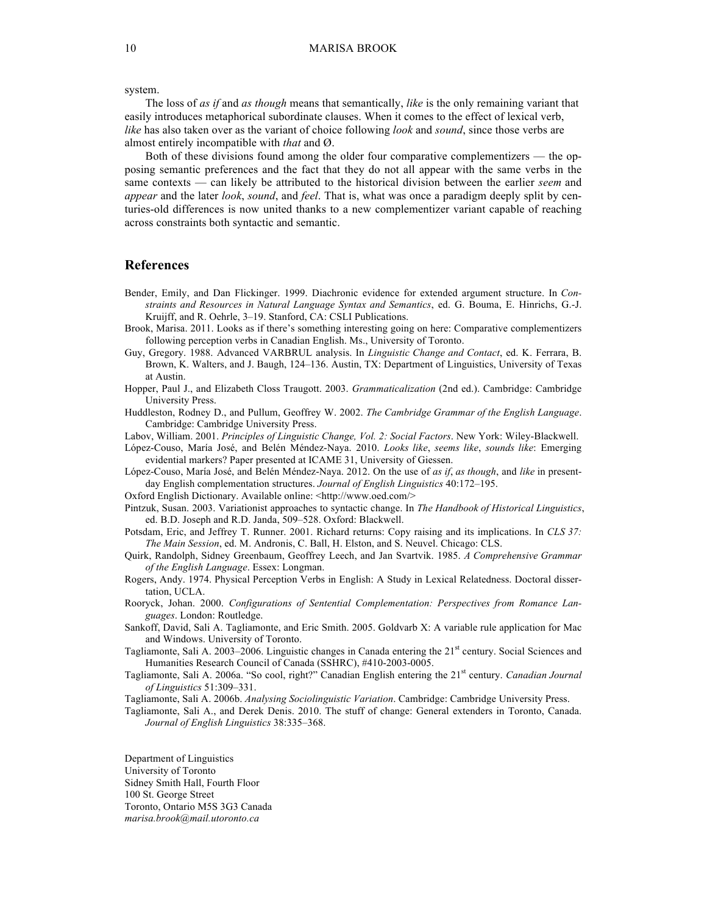system.

The loss of *as if* and *as though* means that semantically, *like* is the only remaining variant that easily introduces metaphorical subordinate clauses. When it comes to the effect of lexical verb, *like* has also taken over as the variant of choice following *look* and *sound*, since those verbs are almost entirely incompatible with *that* and Ø.

Both of these divisions found among the older four comparative complementizers — the opposing semantic preferences and the fact that they do not all appear with the same verbs in the same contexts — can likely be attributed to the historical division between the earlier *seem* and *appear* and the later *look*, *sound*, and *feel*. That is, what was once a paradigm deeply split by centuries-old differences is now united thanks to a new complementizer variant capable of reaching across constraints both syntactic and semantic.

## References

Bender, Emily, and Dan Flickinger. 1999. Diachronic evidence for extended argument structure. In *Constraints and Resources in Natural Language Syntax and Semantics*, ed. G. Bouma, E. Hinrichs, G.-J. Kruijff, and R. Oehrle, 3–19. Stanford, CA: CSLI Publications.

Brook, Marisa. 2011. Looks as if there's something interesting going on here: Comparative complementizers following perception verbs in Canadian English. Ms., University of Toronto.

Guy, Gregory. 1988. Advanced VARBRUL analysis. In *Linguistic Change and Contact*, ed. K. Ferrara, B. Brown, K. Walters, and J. Baugh, 124–136. Austin, TX: Department of Linguistics, University of Texas at Austin.

Hopper, Paul J., and Elizabeth Closs Traugott. 2003. *Grammaticalization* (2nd ed.). Cambridge: Cambridge University Press.

Huddleston, Rodney D., and Pullum, Geoffrey W. 2002. *The Cambridge Grammar of the English Language*. Cambridge: Cambridge University Press.

Labov, William. 2001. *Principles of Linguistic Change, Vol. 2: Social Factors*. New York: Wiley-Blackwell.

López-Couso, María José, and Belén Méndez-Naya. 2010. *Looks like*, *seems like*, *sounds like*: Emerging evidential markers? Paper presented at ICAME 31, University of Giessen.

López-Couso, María José, and Belén Méndez-Naya. 2012. On the use of *as if*, *as though*, and *like* in present-day English complementation structures. *Journal of English Linguistics* 40:172–195.

Oxford English Dictionary. Available online: <http://www.oed.com/>

Pintzuk, Susan. 2003. Variationist approaches to syntactic change. In *The Handbook of Historical Linguistics*, ed. B.D. Joseph and R.D. Janda, 509–528. Oxford: Blackwell.

Potsdam, Eric, and Jeffrey T. Runner. 2001. Richard returns: Copy raising and its implications. In *CLS 37: The Main Session*, ed. M. Andronis, C. Ball, H. Elston, and S. Neuvel. Chicago: CLS.

Quirk, Randolph, Sidney Greenbaum, Geoffrey Leech, and Jan Svartvik. 1985. *A Comprehensive Grammar of the English Language*. Essex: Longman.

Rogers, Andy. 1974. Physical Perception Verbs in English: A Study in Lexical Relatedness. Doctoral dissertation, UCLA.

Rooryck, Johan. 2000. *Configurations of Sentential Complementation: Perspectives from Romance Languages*. London: Routledge.

Sankoff, David, Sali A. Tagliamonte, and Eric Smith. 2005. Goldvarb X: A variable rule application for Mac and Windows. University of Toronto.

Tagliamonte, Sali A. 2003–2006. Linguistic changes in Canada entering the 21st century. Social Sciences and Humanities Research Council of Canada (SSHRC), #410-2003-0005.

Tagliamonte, Sali A. 2006a. "So cool, right?" Canadian English entering the 21st century. *Canadian Journal of Linguistics* 51:309–331.

Tagliamonte, Sali A. 2006b. *Analysing Sociolinguistic Variation*. Cambridge: Cambridge University Press.

Tagliamonte, Sali A., and Derek Denis. 2010. The stuff of change: General extenders in Toronto, Canada. *Journal of English Linguistics* 38:335–368.

Department of Linguistics
University of Toronto
Sidney Smith Hall, Fourth Floor
100 St. George Street
Toronto, Ontario M5S 3G3 Canada
*marisa.brook@mail.utoronto.ca*